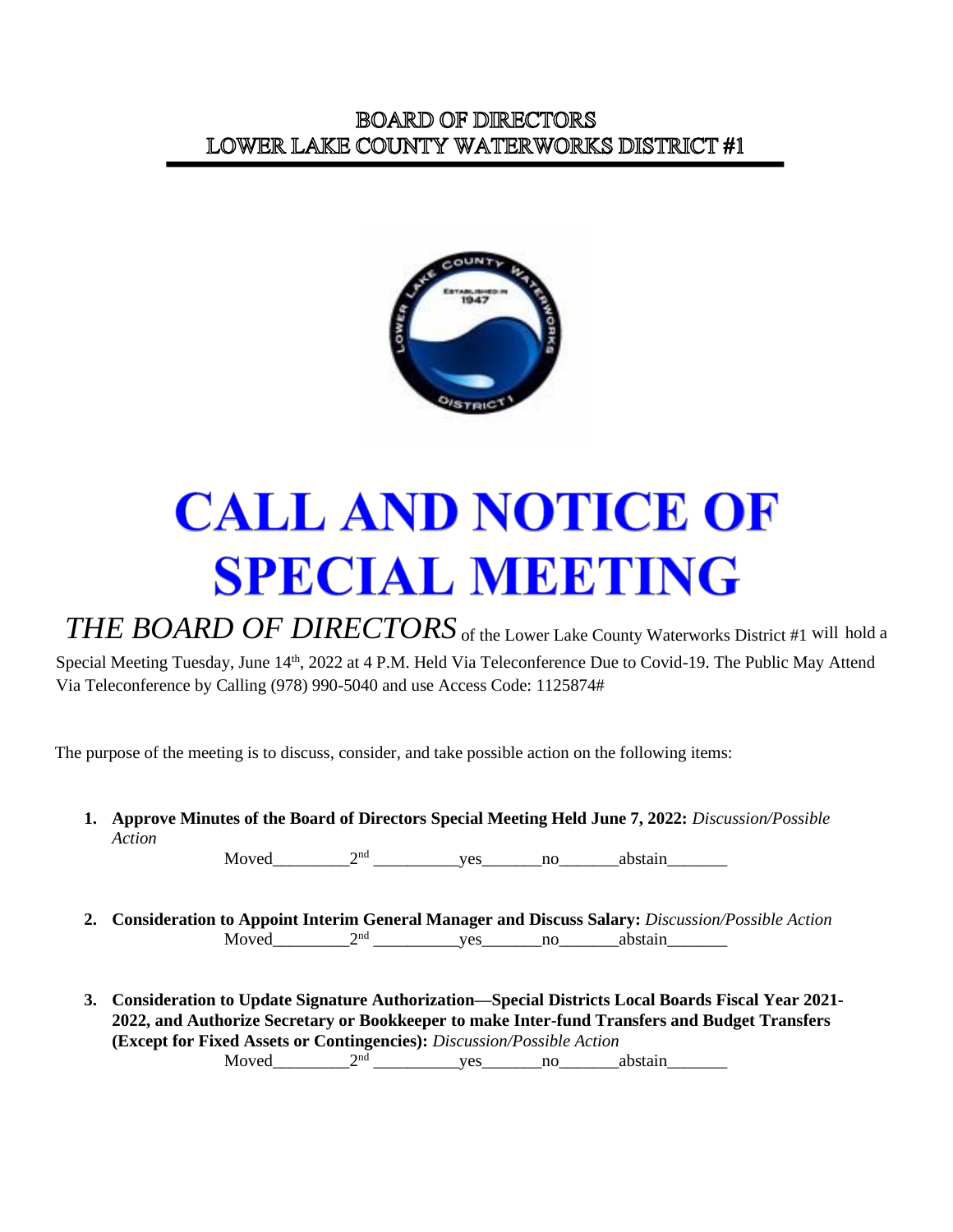# BOARD OF DIRECTORS
# LOWER LAKE COUNTY WATERWORKS DISTRICT #1

# CALL AND NOTICE OF SPECIAL MEETING

*THE BOARD OF DIRECTORS* of the Lower Lake County Waterworks District #1 will hold a Special Meeting Tuesday, June 14th, 2022 at 4 P.M. Held Via Teleconference Due to Covid-19. The Public May Attend Via Teleconference by Calling (978) 990-5040 and use Access Code: 1125874#

The purpose of the meeting is to discuss, consider, and take possible action on the following items:

1. **Approve Minutes of the Board of Directors Special Meeting Held June 7, 2022:** *Discussion/Possible Action*

   Moved_________2nd __________yes_______no_______abstain_______

2. **Consideration to Appoint Interim General Manager and Discuss Salary:** *Discussion/Possible Action*

   Moved_________2nd __________yes_______no_______abstain_______

3. **Consideration to Update Signature Authorization—Special Districts Local Boards Fiscal Year 2021-2022, and Authorize Secretary or Bookkeeper to make Inter-fund Transfers and Budget Transfers (Except for Fixed Assets or Contingencies):** *Discussion/Possible Action*

   Moved_________2nd __________yes_______no_______abstain_______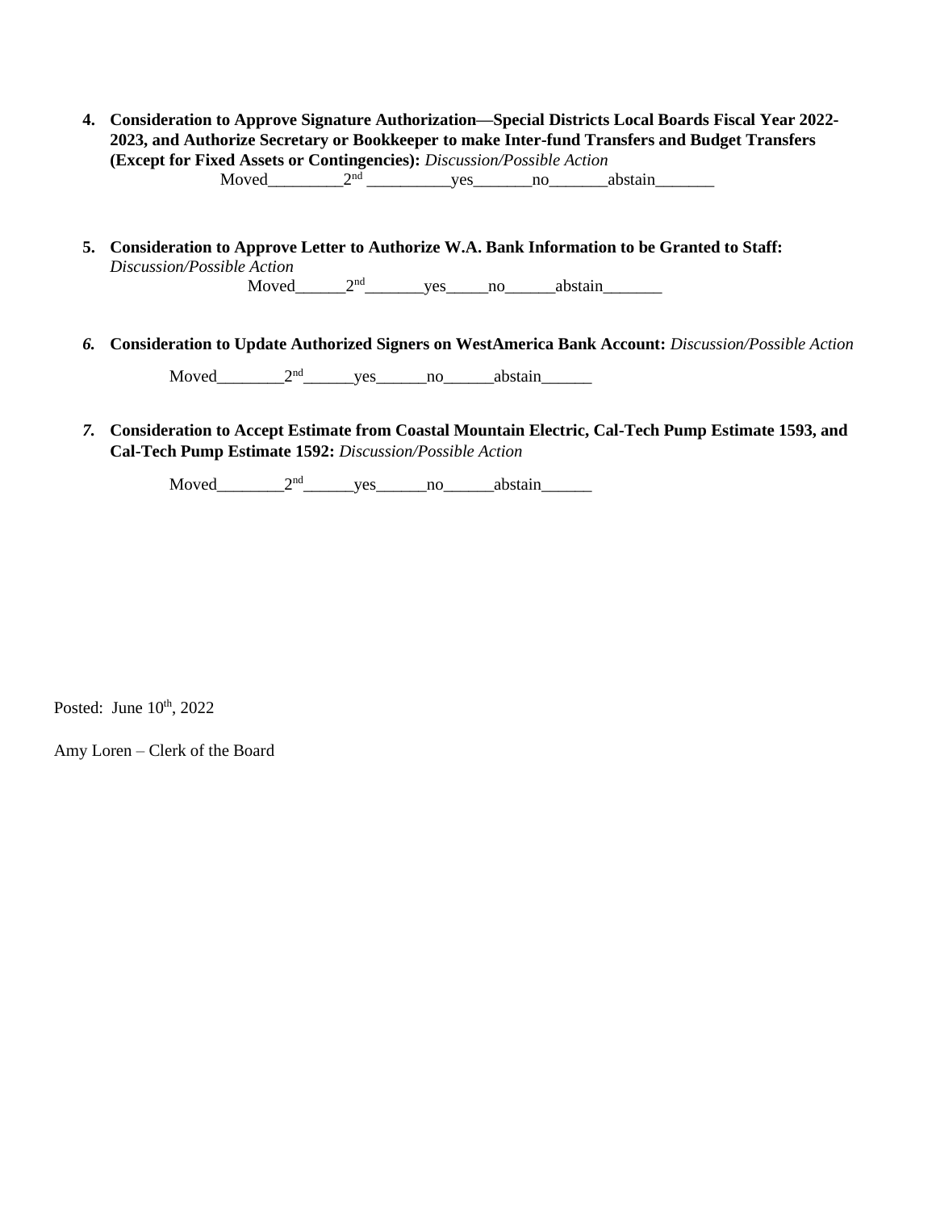4. **Consideration to Approve Signature Authorization—Special Districts Local Boards Fiscal Year 2022-2023, and Authorize Secretary or Bookkeeper to make Inter-fund Transfers and Budget Transfers (Except for Fixed Assets or Contingencies):** *Discussion/Possible Action*

   Moved_________2nd __________yes_______no_______abstain_______

5. **Consideration to Approve Letter to Authorize W.A. Bank Information to be Granted to Staff:** *Discussion/Possible Action*

   Moved______2nd_______yes_____no______abstain_______

6. **Consideration to Update Authorized Signers on WestAmerica Bank Account:** *Discussion/Possible Action*

   Moved________2nd______yes______no______abstain______

7. **Consideration to Accept Estimate from Coastal Mountain Electric, Cal-Tech Pump Estimate 1593, and Cal-Tech Pump Estimate 1592:** *Discussion/Possible Action*

   Moved________2nd______yes______no______abstain______

Posted: June 10th, 2022

Amy Loren – Clerk of the Board